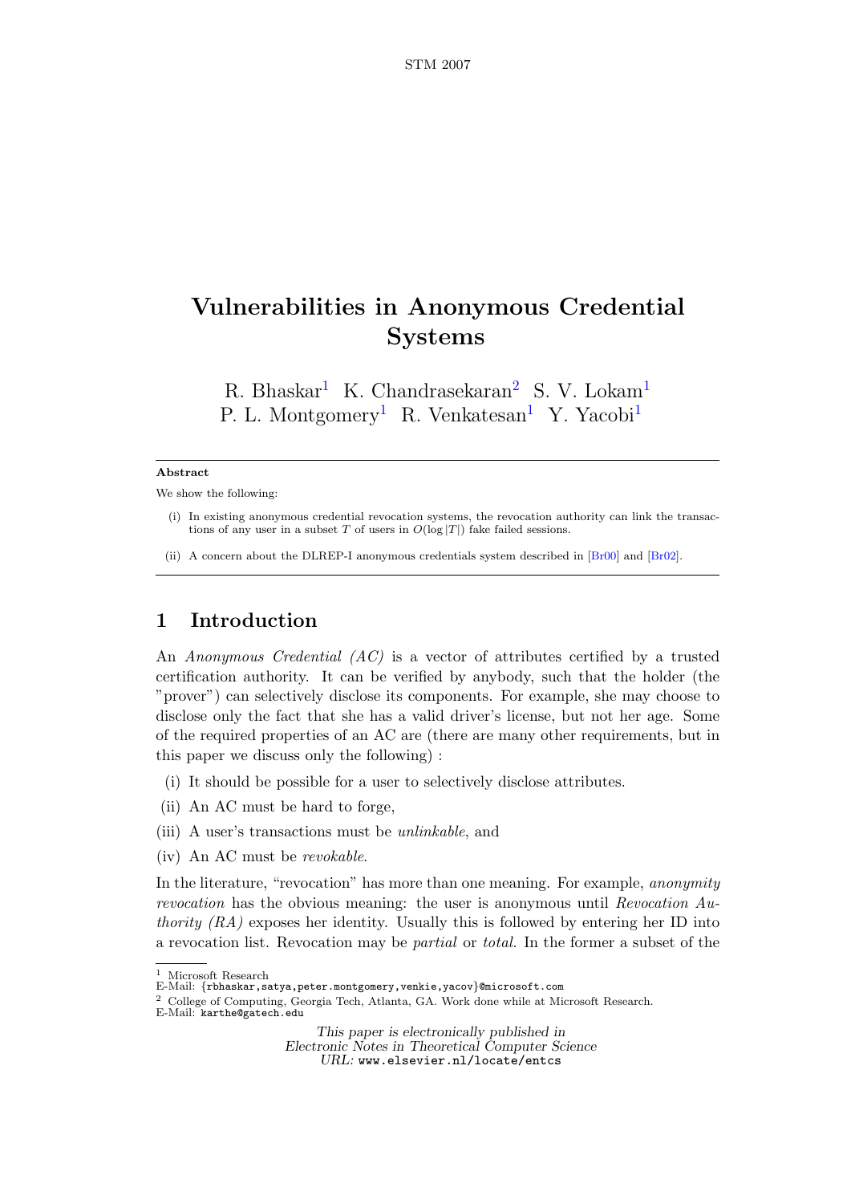# Vulnerabilities in Anonymous Credential Systems

R. Bhaskar[1] K. Chandrasekaran[2] S. V. Lokam[1]
P. L. Montgomery[1] R. Venkatesan[1] Y. Yacobi[1]

**Abstract**

We show the following:

(i) In existing anonymous credential revocation systems, the revocation authority can link the transactions of any user in a subset $T$ of users in $O(\log |T|)$ fake failed sessions.

(ii) A concern about the DLREP-I anonymous credentials system described in [Br00] and [Br02].

## 1 Introduction

An *Anonymous Credential (AC)* is a vector of attributes certified by a trusted certification authority. It can be verified by anybody, such that the holder (the "prover") can selectively disclose its components. For example, she may choose to disclose only the fact that she has a valid driver's license, but not her age. Some of the required properties of an AC are (there are many other requirements, but in this paper we discuss only the following) :

(i) It should be possible for a user to selectively disclose attributes.

(ii) An AC must be hard to forge,

(iii) A user's transactions must be *unlinkable*, and

(iv) An AC must be *revokable*.

In the literature, "revocation" has more than one meaning. For example, *anonymity revocation* has the obvious meaning: the user is anonymous until *Revocation Authority (RA)* exposes her identity. Usually this is followed by entering her ID into a revocation list. Revocation may be *partial* or *total*. In the former a subset of the

[1] Microsoft Research
E-Mail: {rbhaskar,satya,peter.montgomery,venkie,yacov}@microsoft.com

[2] College of Computing, Georgia Tech, Atlanta, GA. Work done while at Microsoft Research.
E-Mail: karthe@gatech.edu

This paper is electronically published in
Electronic Notes in Theoretical Computer Science
URL: www.elsevier.nl/locate/entcs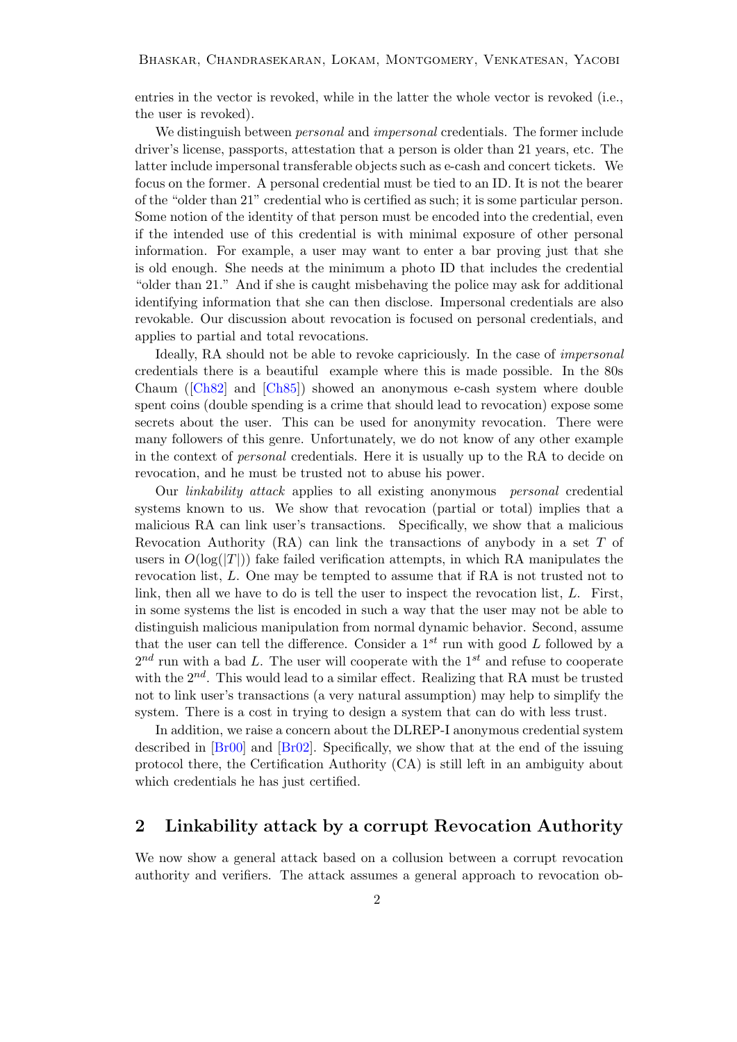entries in the vector is revoked, while in the latter the whole vector is revoked (i.e., the user is revoked).

We distinguish between *personal* and *impersonal* credentials. The former include driver's license, passports, attestation that a person is older than 21 years, etc. The latter include impersonal transferable objects such as e-cash and concert tickets. We focus on the former. A personal credential must be tied to an ID. It is not the bearer of the "older than 21" credential who is certified as such; it is some particular person. Some notion of the identity of that person must be encoded into the credential, even if the intended use of this credential is with minimal exposure of other personal information. For example, a user may want to enter a bar proving just that she is old enough. She needs at the minimum a photo ID that includes the credential "older than 21." And if she is caught misbehaving the police may ask for additional identifying information that she can then disclose. Impersonal credentials are also revokable. Our discussion about revocation is focused on personal credentials, and applies to partial and total revocations.

Ideally, RA should not be able to revoke capriciously. In the case of *impersonal* credentials there is a beautiful example where this is made possible. In the 80s Chaum ([Ch82] and [Ch85]) showed an anonymous e-cash system where double spent coins (double spending is a crime that should lead to revocation) expose some secrets about the user. This can be used for anonymity revocation. There were many followers of this genre. Unfortunately, we do not know of any other example in the context of *personal* credentials. Here it is usually up to the RA to decide on revocation, and he must be trusted not to abuse his power.

Our *linkability attack* applies to all existing anonymous *personal* credential systems known to us. We show that revocation (partial or total) implies that a malicious RA can link user's transactions. Specifically, we show that a malicious Revocation Authority (RA) can link the transactions of anybody in a set $T$ of users in $O(\log(|T|))$ fake failed verification attempts, in which RA manipulates the revocation list, $L$. One may be tempted to assume that if RA is not trusted not to link, then all we have to do is tell the user to inspect the revocation list, $L$. First, in some systems the list is encoded in such a way that the user may not be able to distinguish malicious manipulation from normal dynamic behavior. Second, assume that the user can tell the difference. Consider a $1^{st}$ run with good $L$ followed by a $2^{nd}$ run with a bad $L$. The user will cooperate with the $1^{st}$ and refuse to cooperate with the $2^{nd}$. This would lead to a similar effect. Realizing that RA must be trusted not to link user's transactions (a very natural assumption) may help to simplify the system. There is a cost in trying to design a system that can do with less trust.

In addition, we raise a concern about the DLREP-I anonymous credential system described in [Br00] and [Br02]. Specifically, we show that at the end of the issuing protocol there, the Certification Authority (CA) is still left in an ambiguity about which credentials he has just certified.

## 2 Linkability attack by a corrupt Revocation Authority

We now show a general attack based on a collusion between a corrupt revocation authority and verifiers. The attack assumes a general approach to revocation ob-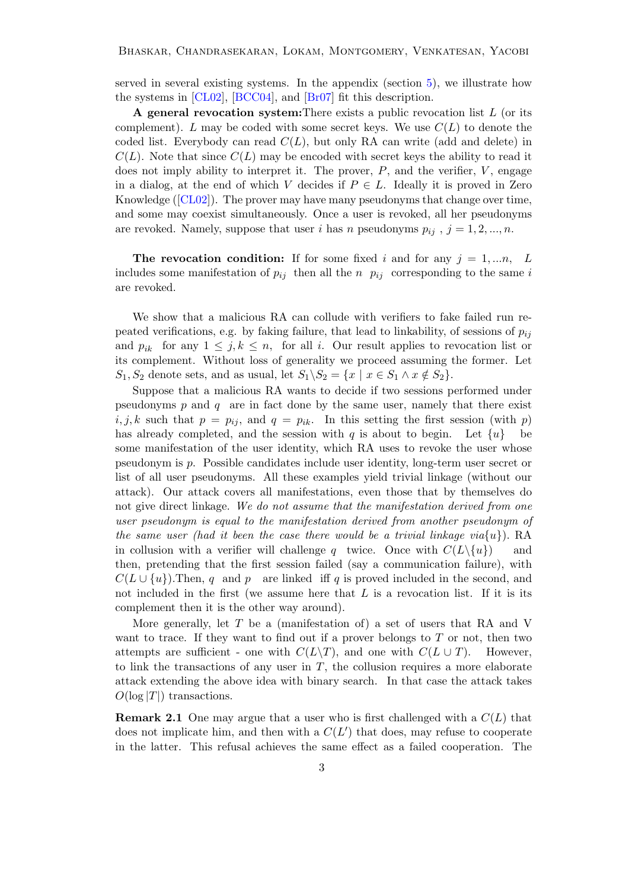served in several existing systems. In the appendix (section 5), we illustrate how the systems in [CL02], [BCC04], and [Br07] fit this description.

**A general revocation system:**There exists a public revocation list $L$ (or its complement). $L$ may be coded with some secret keys. We use $C(L)$ to denote the coded list. Everybody can read $C(L)$, but only RA can write (add and delete) in $C(L)$. Note that since $C(L)$ may be encoded with secret keys the ability to read it does not imply ability to interpret it. The prover, $P$, and the verifier, $V$, engage in a dialog, at the end of which $V$ decides if $P \in L$. Ideally it is proved in Zero Knowledge ([CL02]). The prover may have many pseudonyms that change over time, and some may coexist simultaneously. Once a user is revoked, all her pseudonyms are revoked. Namely, suppose that user $i$ has $n$ pseudonyms $p_{ij}$ , $j = 1, 2, ..., n$.

**The revocation condition:** If for some fixed $i$ and for any $j = 1, ...n$, $L$ includes some manifestation of $p_{ij}$ then all the $n$ $p_{ij}$ corresponding to the same $i$ are revoked.

We show that a malicious RA can collude with verifiers to fake failed run repeated verifications, e.g. by faking failure, that lead to linkability, of sessions of $p_{ij}$ and $p_{ik}$ for any $1 \leq j, k \leq n$, for all $i$. Our result applies to revocation list or its complement. Without loss of generality we proceed assuming the former. Let $S_1, S_2$ denote sets, and as usual, let $S_1 \backslash S_2 = \{x \mid x \in S_1 \wedge x \notin S_2\}$.

Suppose that a malicious RA wants to decide if two sessions performed under pseudonyms $p$ and $q$ are in fact done by the same user, namely that there exist $i, j, k$ such that $p = p_{ij}$, and $q = p_{ik}$. In this setting the first session (with $p$) has already completed, and the session with $q$ is about to begin. Let $\{u\}$ be some manifestation of the user identity, which RA uses to revoke the user whose pseudonym is $p$. Possible candidates include user identity, long-term user secret or list of all user pseudonyms. All these examples yield trivial linkage (without our attack). Our attack covers all manifestations, even those that by themselves do not give direct linkage. *We do not assume that the manifestation derived from one user pseudonym is equal to the manifestation derived from another pseudonym of the same user (had it been the case there would be a trivial linkage via*$\{u\}$). RA in collusion with a verifier will challenge $q$ twice. Once with $C(L\backslash\{u\})$ and then, pretending that the first session failed (say a communication failure), with $C(L \cup \{u\})$.Then, $q$ and $p$ are linked iff $q$ is proved included in the second, and not included in the first (we assume here that $L$ is a revocation list. If it is its complement then it is the other way around).

More generally, let $T$ be a (manifestation of) a set of users that RA and V want to trace. If they want to find out if a prover belongs to $T$ or not, then two attempts are sufficient - one with $C(L\backslash T)$, and one with $C(L \cup T)$. However, to link the transactions of any user in $T$, the collusion requires a more elaborate attack extending the above idea with binary search. In that case the attack takes $O(\log |T|)$ transactions.

**Remark 2.1** One may argue that a user who is first challenged with a $C(L)$ that does not implicate him, and then with a $C(L')$ that does, may refuse to cooperate in the latter. This refusal achieves the same effect as a failed cooperation. The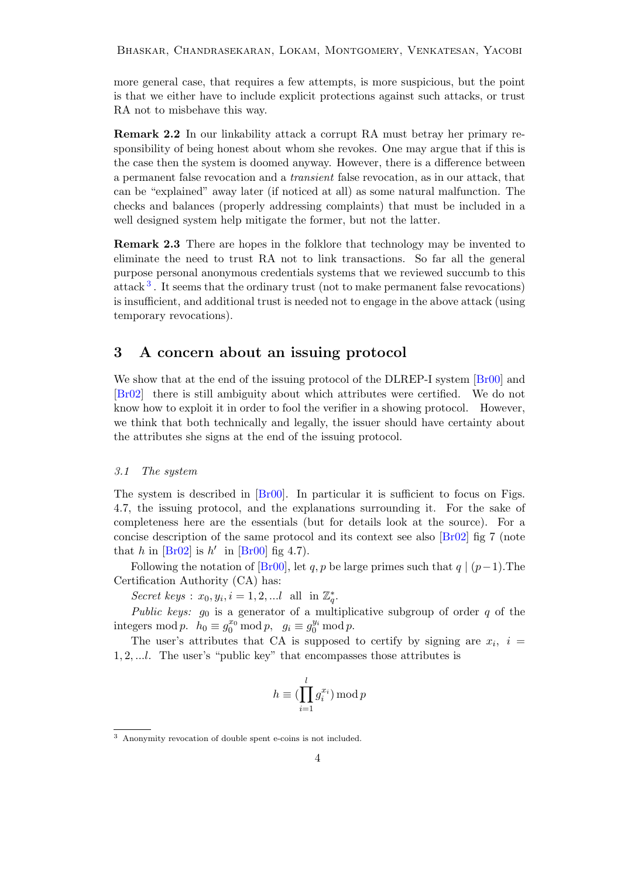more general case, that requires a few attempts, is more suspicious, but the point is that we either have to include explicit protections against such attacks, or trust RA not to misbehave this way.

**Remark 2.2** In our linkability attack a corrupt RA must betray her primary responsibility of being honest about whom she revokes. One may argue that if this is the case then the system is doomed anyway. However, there is a difference between a permanent false revocation and a *transient* false revocation, as in our attack, that can be "explained" away later (if noticed at all) as some natural malfunction. The checks and balances (properly addressing complaints) that must be included in a well designed system help mitigate the former, but not the latter.

**Remark 2.3** There are hopes in the folklore that technology may be invented to eliminate the need to trust RA not to link transactions. So far all the general purpose personal anonymous credentials systems that we reviewed succumb to this attack [3]. It seems that the ordinary trust (not to make permanent false revocations) is insufficient, and additional trust is needed not to engage in the above attack (using temporary revocations).

## 3 A concern about an issuing protocol

We show that at the end of the issuing protocol of the DLREP-I system [Br00] and [Br02] there is still ambiguity about which attributes were certified. We do not know how to exploit it in order to fool the verifier in a showing protocol. However, we think that both technically and legally, the issuer should have certainty about the attributes she signs at the end of the issuing protocol.

### *3.1 The system*

The system is described in [Br00]. In particular it is sufficient to focus on Figs. 4.7, the issuing protocol, and the explanations surrounding it. For the sake of completeness here are the essentials (but for details look at the source). For a concise description of the same protocol and its context see also [Br02] fig 7 (note that $h$ in [Br02] is $h'$ in [Br00] fig 4.7).

Following the notation of [Br00], let $q, p$ be large primes such that $q \mid (p-1)$.The Certification Authority (CA) has:

*Secret keys* : $x_0, y_i, i = 1, 2, ...l$ all in $\mathbb{Z}_q^*$.

*Public keys:* $g_0$ is a generator of a multiplicative subgroup of order $q$ of the integers $\bmod\, p$. $h_0 \equiv g_0^{x_0} \bmod p$, $g_i \equiv g_0^{y_i} \bmod p$.

The user's attributes that CA is supposed to certify by signing are $x_i$, $i = 1, 2, ...l$. The user's "public key" that encompasses those attributes is

$$h \equiv (\prod_{i=1}^{l} g_i^{x_i}) \bmod p$$

[3] Anonymity revocation of double spent e-coins is not included.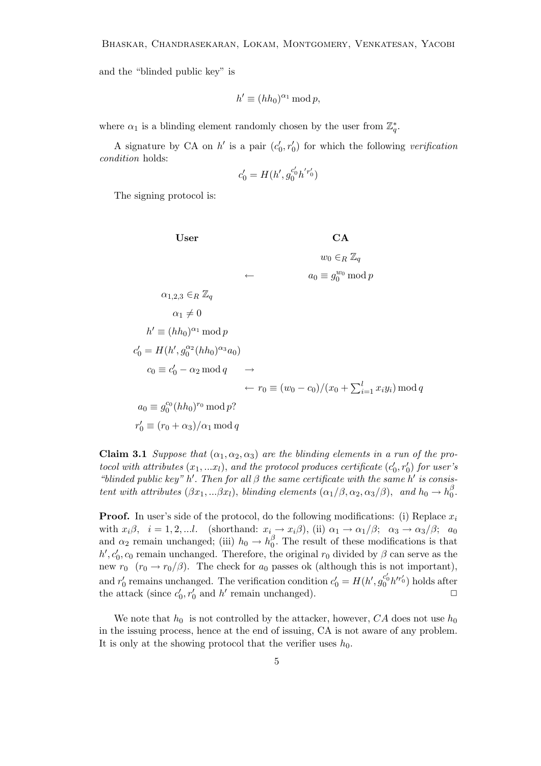and the "blinded public key" is

$$h' \equiv (hh_0)^{\alpha_1} \bmod p,$$

where $\alpha_1$ is a blinding element randomly chosen by the user from $\mathbb{Z}_q^*$.

A signature by CA on $h'$ is a pair $(c_0', r_0')$ for which the following *verification condition* holds:

$$c_0' = H(h', g_0^{c_0'} h'^{r_0'})$$

The signing protocol is:

| **User** | | **CA** |
|---|---|---|
| | | $w_0 \in_R \mathbb{Z}_q$ |
| | $\leftarrow$ | $a_0 \equiv g_0^{w_0} \bmod p$ |
| $\alpha_{1,2,3} \in_R \mathbb{Z}_q$ | | |
| $\alpha_1 \neq 0$ | | |
| $h' \equiv (hh_0)^{\alpha_1} \bmod p$ | | |
| $c_0' = H(h', g_0^{\alpha_2}(hh_0)^{\alpha_3} a_0)$ | | |
| $c_0 \equiv c_0' - \alpha_2 \bmod q$ | $\rightarrow$ | |
| | $\leftarrow$ | $r_0 \equiv (w_0 - c_0)/(x_0 + \sum_{i=1}^{l} x_i y_i) \bmod q$ |
| $a_0 \equiv g_0^{c_0}(hh_0)^{r_0} \bmod p$? | | |
| $r_0' \equiv (r_0 + \alpha_3)/\alpha_1 \bmod q$ | | |

**Claim 3.1** *Suppose that $(\alpha_1, \alpha_2, \alpha_3)$ are the blinding elements in a run of the protocol with attributes $(x_1, ...x_l)$, and the protocol produces certificate $(c_0', r_0')$ for user's "blinded public key" $h'$. Then for all $\beta$ the same certificate with the same $h'$ is consistent with attributes $(\beta x_1, ...\beta x_l)$, blinding elements $(\alpha_1/\beta, \alpha_2, \alpha_3/\beta)$, and $h_0 \rightarrow h_0^{\beta}$.*

**Proof.** In user's side of the protocol, do the following modifications: (i) Replace $x_i$ with $x_i\beta$, $i = 1, 2, ...l$. (shorthand: $x_i \rightarrow x_i\beta$), (ii) $\alpha_1 \rightarrow \alpha_1/\beta$; $\alpha_3 \rightarrow \alpha_3/\beta$; $a_0$ and $\alpha_2$ remain unchanged; (iii) $h_0 \rightarrow h_0^{\beta}$. The result of these modifications is that $h', c_0', c_0$ remain unchanged. Therefore, the original $r_0$ divided by $\beta$ can serve as the new $r_0$ $(r_0 \rightarrow r_0/\beta)$. The check for $a_0$ passes ok (although this is not important), and $r_0'$ remains unchanged. The verification condition $c_0' = H(h', g_0^{c_0'} h'^{r_0'})$ holds after the attack (since $c_0', r_0'$ and $h'$ remain unchanged). □

We note that $h_0$ is not controlled by the attacker, however, $CA$ does not use $h_0$ in the issuing process, hence at the end of issuing, CA is not aware of any problem. It is only at the showing protocol that the verifier uses $h_0$.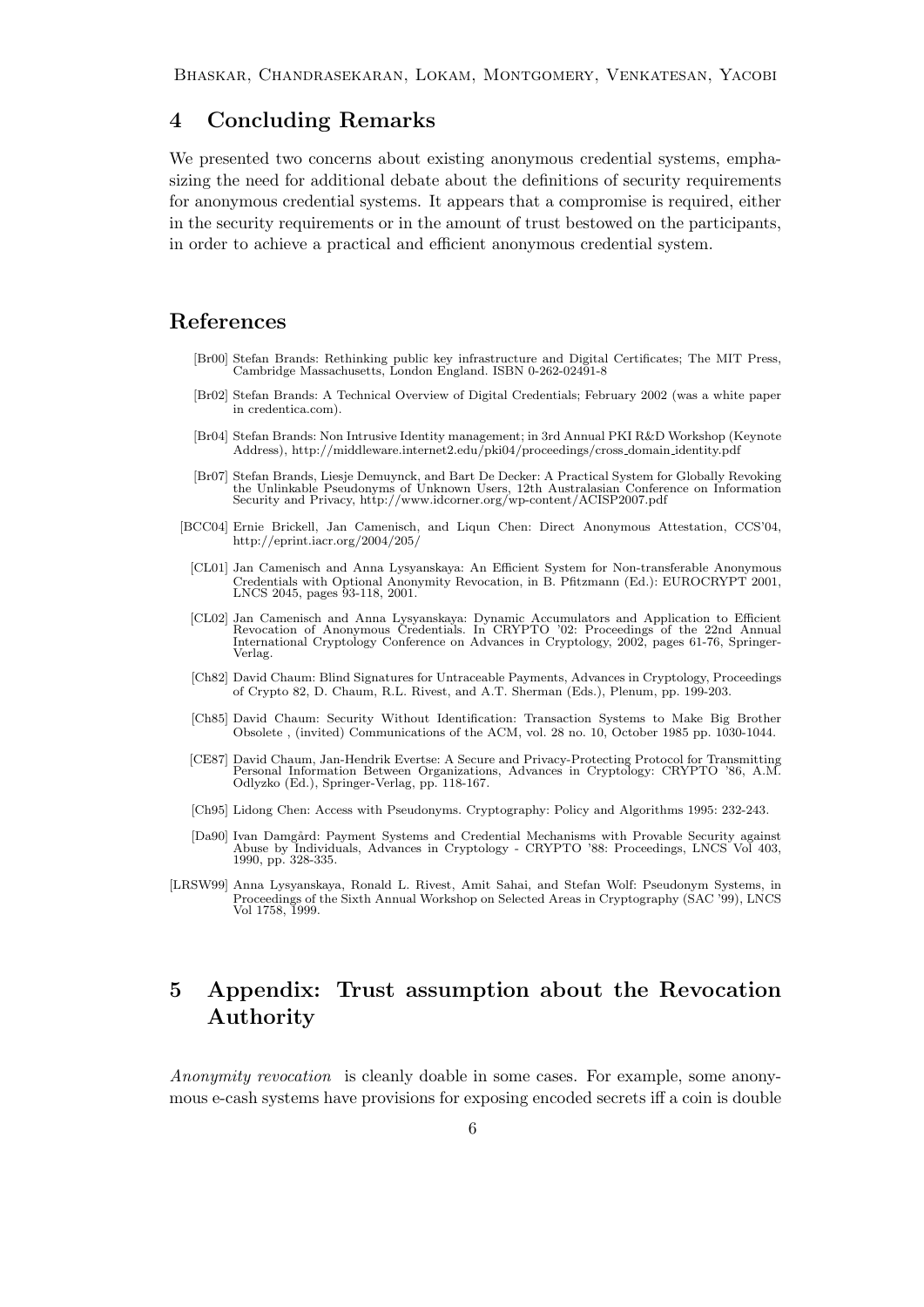## 4 Concluding Remarks

We presented two concerns about existing anonymous credential systems, emphasizing the need for additional debate about the definitions of security requirements for anonymous credential systems. It appears that a compromise is required, either in the security requirements or in the amount of trust bestowed on the participants, in order to achieve a practical and efficient anonymous credential system.

## References

[Br00] Stefan Brands: Rethinking public key infrastructure and Digital Certificates; The MIT Press, Cambridge Massachusetts, London England. ISBN 0-262-02491-8

[Br02] Stefan Brands: A Technical Overview of Digital Credentials; February 2002 (was a white paper in credentica.com).

[Br04] Stefan Brands: Non Intrusive Identity management; in 3rd Annual PKI R&D Workshop (Keynote Address), http://middleware.internet2.edu/pki04/proceedings/cross_domain_identity.pdf

[Br07] Stefan Brands, Liesje Demuynck, and Bart De Decker: A Practical System for Globally Revoking the Unlinkable Pseudonyms of Unknown Users, 12th Australasian Conference on Information Security and Privacy, http://www.idcorner.org/wp-content/ACISP2007.pdf

[BCC04] Ernie Brickell, Jan Camenisch, and Liqun Chen: Direct Anonymous Attestation, CCS'04, http://eprint.iacr.org/2004/205/

[CL01] Jan Camenisch and Anna Lysyanskaya: An Efficient System for Non-transferable Anonymous Credentials with Optional Anonymity Revocation, in B. Pfitzmann (Ed.): EUROCRYPT 2001, LNCS 2045, pages 93-118, 2001.

[CL02] Jan Camenisch and Anna Lysyanskaya: Dynamic Accumulators and Application to Efficient Revocation of Anonymous Credentials. In CRYPTO '02: Proceedings of the 22nd Annual International Cryptology Conference on Advances in Cryptology, 2002, pages 61-76, Springer-Verlag.

[Ch82] David Chaum: Blind Signatures for Untraceable Payments, Advances in Cryptology, Proceedings of Crypto 82, D. Chaum, R.L. Rivest, and A.T. Sherman (Eds.), Plenum, pp. 199-203.

[Ch85] David Chaum: Security Without Identification: Transaction Systems to Make Big Brother Obsolete , (invited) Communications of the ACM, vol. 28 no. 10, October 1985 pp. 1030-1044.

[CE87] David Chaum, Jan-Hendrik Evertse: A Secure and Privacy-Protecting Protocol for Transmitting Personal Information Between Organizations, Advances in Cryptology: CRYPTO '86, A.M. Odlyzko (Ed.), Springer-Verlag, pp. 118-167.

[Ch95] Lidong Chen: Access with Pseudonyms. Cryptography: Policy and Algorithms 1995: 232-243.

[Da90] Ivan Damgård: Payment Systems and Credential Mechanisms with Provable Security against Abuse by Individuals, Advances in Cryptology - CRYPTO '88: Proceedings, LNCS Vol 403, 1990, pp. 328-335.

[LRSW99] Anna Lysyanskaya, Ronald L. Rivest, Amit Sahai, and Stefan Wolf: Pseudonym Systems, in Proceedings of the Sixth Annual Workshop on Selected Areas in Cryptography (SAC '99), LNCS Vol 1758, 1999.

## 5 Appendix: Trust assumption about the Revocation Authority

*Anonymity revocation* is cleanly doable in some cases. For example, some anonymous e-cash systems have provisions for exposing encoded secrets iff a coin is double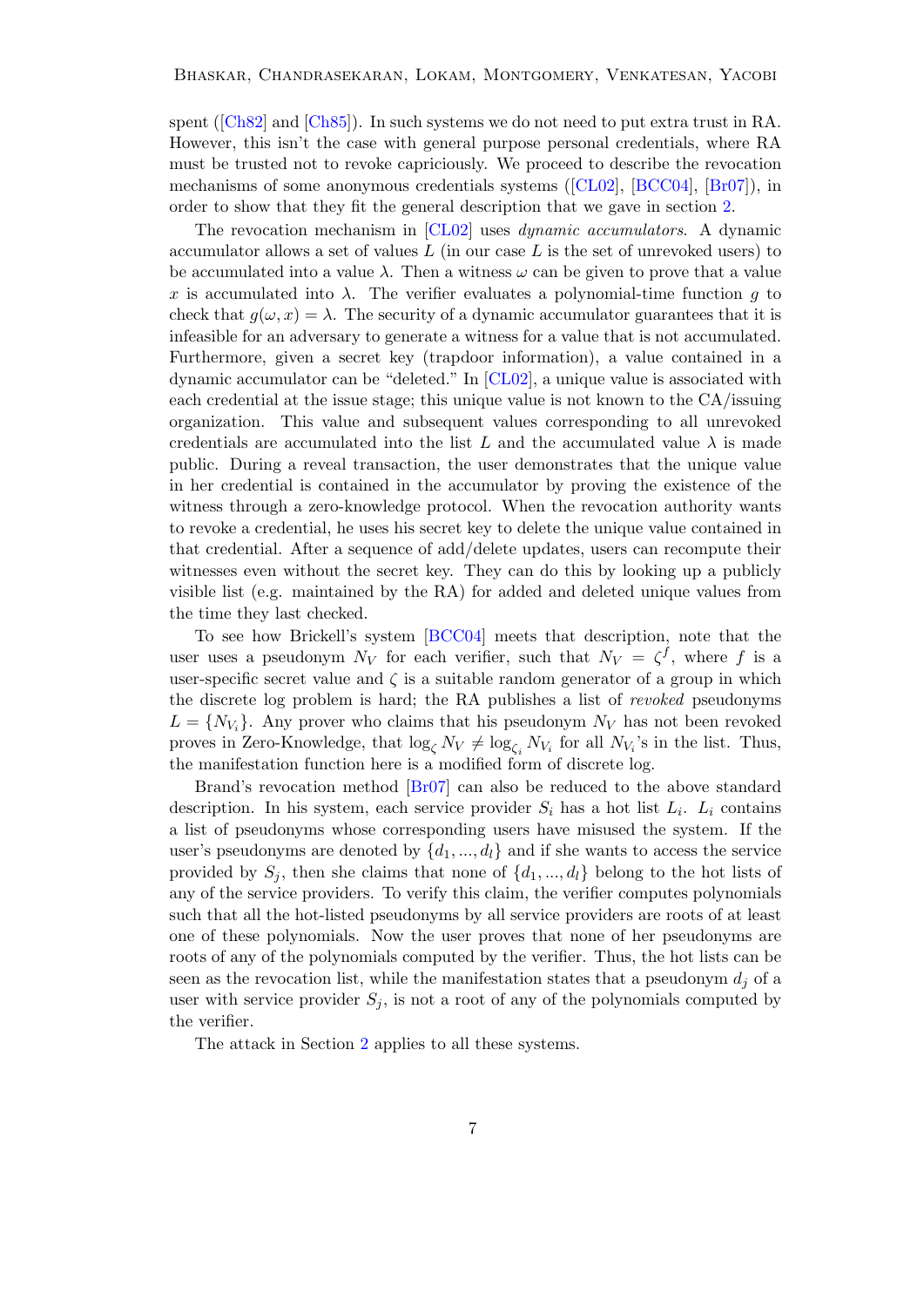spent ([Ch82] and [Ch85]). In such systems we do not need to put extra trust in RA. However, this isn't the case with general purpose personal credentials, where RA must be trusted not to revoke capriciously. We proceed to describe the revocation mechanisms of some anonymous credentials systems ([CL02], [BCC04], [Br07]), in order to show that they fit the general description that we gave in section 2.

The revocation mechanism in [CL02] uses *dynamic accumulators*. A dynamic accumulator allows a set of values $L$ (in our case $L$ is the set of unrevoked users) to be accumulated into a value $\lambda$. Then a witness $\omega$ can be given to prove that a value $x$ is accumulated into $\lambda$. The verifier evaluates a polynomial-time function $g$ to check that $g(\omega, x) = \lambda$. The security of a dynamic accumulator guarantees that it is infeasible for an adversary to generate a witness for a value that is not accumulated. Furthermore, given a secret key (trapdoor information), a value contained in a dynamic accumulator can be "deleted." In [CL02], a unique value is associated with each credential at the issue stage; this unique value is not known to the CA/issuing organization. This value and subsequent values corresponding to all unrevoked credentials are accumulated into the list $L$ and the accumulated value $\lambda$ is made public. During a reveal transaction, the user demonstrates that the unique value in her credential is contained in the accumulator by proving the existence of the witness through a zero-knowledge protocol. When the revocation authority wants to revoke a credential, he uses his secret key to delete the unique value contained in that credential. After a sequence of add/delete updates, users can recompute their witnesses even without the secret key. They can do this by looking up a publicly visible list (e.g. maintained by the RA) for added and deleted unique values from the time they last checked.

To see how Brickell's system [BCC04] meets that description, note that the user uses a pseudonym $N_V$ for each verifier, such that $N_V = \zeta^f$, where $f$ is a user-specific secret value and $\zeta$ is a suitable random generator of a group in which the discrete log problem is hard; the RA publishes a list of *revoked* pseudonyms $L = \{N_{V_i}\}$. Any prover who claims that his pseudonym $N_V$ has not been revoked proves in Zero-Knowledge, that $\log_\zeta N_V \neq \log_{\zeta_i} N_{V_i}$ for all $N_{V_i}$'s in the list. Thus, the manifestation function here is a modified form of discrete log.

Brand's revocation method [Br07] can also be reduced to the above standard description. In his system, each service provider $S_i$ has a hot list $L_i$. $L_i$ contains a list of pseudonyms whose corresponding users have misused the system. If the user's pseudonyms are denoted by $\{d_1, ..., d_l\}$ and if she wants to access the service provided by $S_j$, then she claims that none of $\{d_1, ..., d_l\}$ belong to the hot lists of any of the service providers. To verify this claim, the verifier computes polynomials such that all the hot-listed pseudonyms by all service providers are roots of at least one of these polynomials. Now the user proves that none of her pseudonyms are roots of any of the polynomials computed by the verifier. Thus, the hot lists can be seen as the revocation list, while the manifestation states that a pseudonym $d_j$ of a user with service provider $S_j$, is not a root of any of the polynomials computed by the verifier.

The attack in Section 2 applies to all these systems.